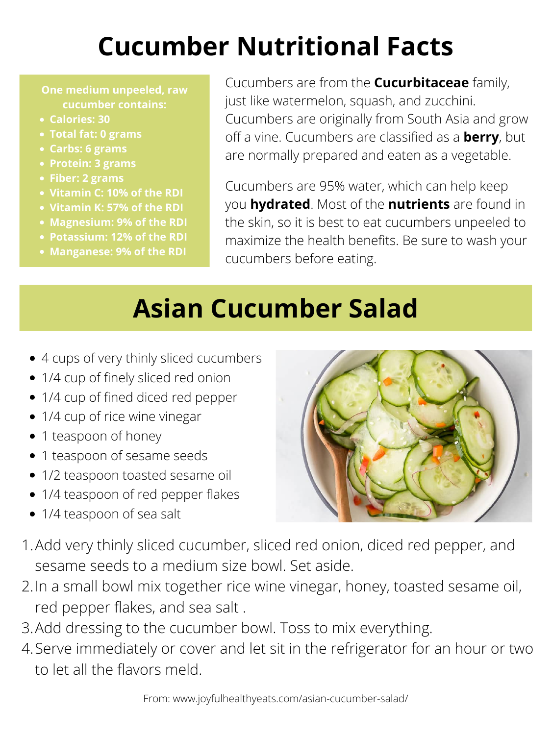# Cucumber Nutritional Facts

**One medium unpeeled, raw cucumber contains:**

- **Calories: 30**
- **Total fat: 0 grams**
- **Carbs: 6 grams**
- **Protein: 3 grams**
- **Fiber: 2 grams**
- **Vitamin C: 10% of the RDI**
- **Vitamin K: 57% of the RDI**
- **Magnesium: 9% of the RDI**
- **Potassium: 12% of the RDI**
- **Manganese: 9% of the RDI**

Cucumbers are from the **Cucurbitaceae** family, just like watermelon, squash, and zucchini. Cucumbers are originally from South Asia and grow off a vine. Cucumbers are classified as a **berry**, but are normally prepared and eaten as a vegetable.

Cucumbers are 95% water, which can help keep you **hydrated**. Most of the **nutrients** are found in the skin, so it is best to eat cucumbers unpeeled to maximize the health benefits. Be sure to wash your cucumbers before eating.

## Asian Cucumber Salad

- 4 cups of very thinly sliced cucumbers
- 1/4 cup of finely sliced red onion
- 1/4 cup of fined diced red pepper
- 1/4 cup of rice wine vinegar
- 1 teaspoon of honey
- 1 teaspoon of sesame seeds
- 1/2 teaspoon toasted sesame oil
- 1/4 teaspoon of red pepper flakes
- 1/4 teaspoon of sea salt

1. Add very thinly sliced cucumber, sliced red onion, diced red pepper, and sesame seeds to a medium size bowl. Set aside.
2. In a small bowl mix together rice wine vinegar, honey, toasted sesame oil, red pepper flakes, and sea salt .
3. Add dressing to the cucumber bowl. Toss to mix everything.
4. Serve immediately or cover and let sit in the refrigerator for an hour or two to let all the flavors meld.

From: www.joyfulhealthyeats.com/asian-cucumber-salad/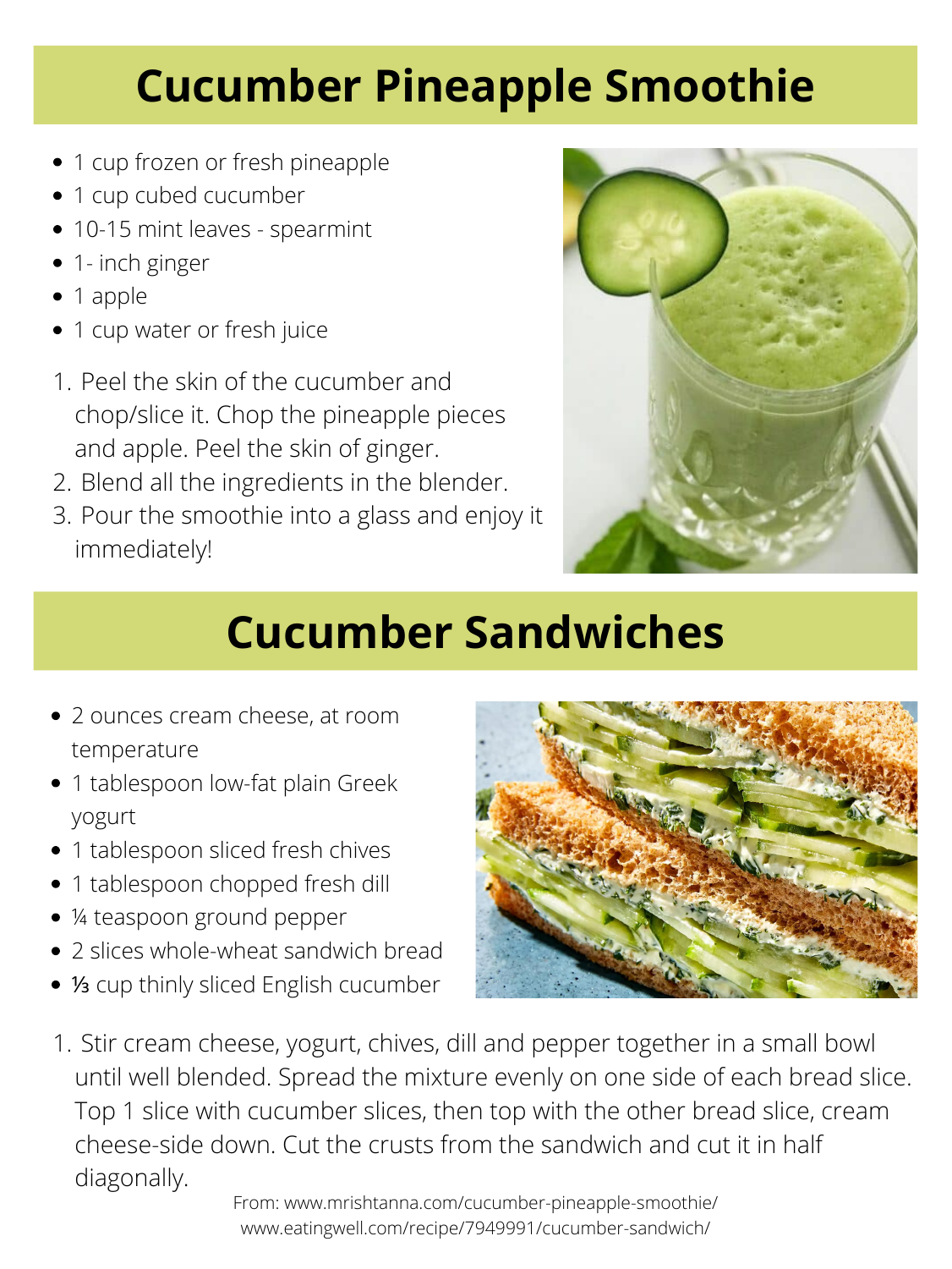# Cucumber Pineapple Smoothie

- 1 cup frozen or fresh pineapple
- 1 cup cubed cucumber
- 10-15 mint leaves - spearmint
- 1- inch ginger
- 1 apple
- 1 cup water or fresh juice

1. Peel the skin of the cucumber and chop/slice it. Chop the pineapple pieces and apple. Peel the skin of ginger.
2. Blend all the ingredients in the blender.
3. Pour the smoothie into a glass and enjoy it immediately!

# Cucumber Sandwiches

- 2 ounces cream cheese, at room temperature
- 1 tablespoon low-fat plain Greek yogurt
- 1 tablespoon sliced fresh chives
- 1 tablespoon chopped fresh dill
- ¼ teaspoon ground pepper
- 2 slices whole-wheat sandwich bread
- ⅓ cup thinly sliced English cucumber

1. Stir cream cheese, yogurt, chives, dill and pepper together in a small bowl until well blended. Spread the mixture evenly on one side of each bread slice. Top 1 slice with cucumber slices, then top with the other bread slice, cream cheese-side down. Cut the crusts from the sandwich and cut it in half diagonally.

From: www.mrishtanna.com/cucumber-pineapple-smoothie/
www.eatingwell.com/recipe/7949991/cucumber-sandwich/